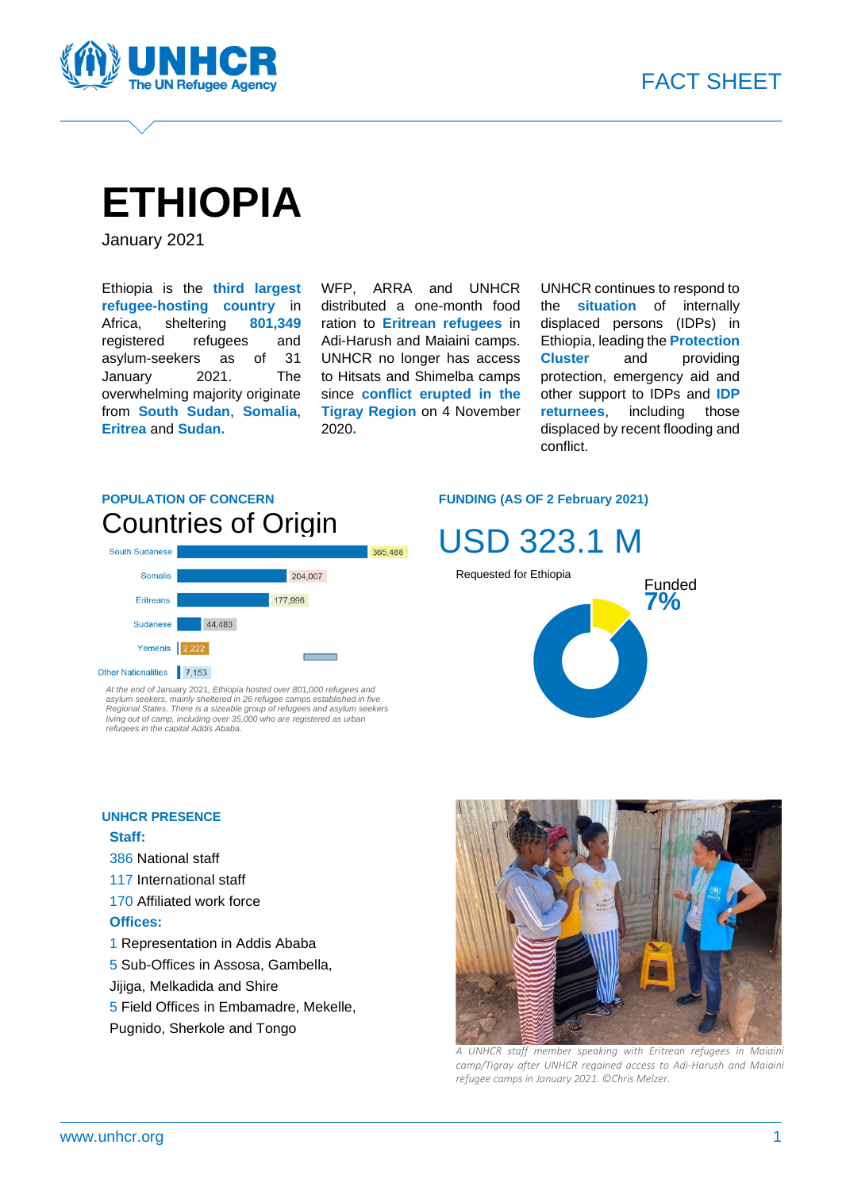FACT SHEET

# ETHIOPIA

January 2021

Ethiopia is the **third largest refugee-hosting country** in Africa, sheltering **801,349** registered refugees and asylum-seekers as of 31 January 2021. The overwhelming majority originate from **South Sudan**, **Somalia**, **Eritrea** and **Sudan.**

WFP, ARRA and UNHCR distributed a one-month food ration to **Eritrean refugees** in Adi-Harush and Maiaini camps. UNHCR no longer has access to Hitsats and Shimelba camps since **conflict erupted in the Tigray Region** on 4 November 2020.

UNHCR continues to respond to the **situation** of internally displaced persons (IDPs) in Ethiopia, leading the **Protection Cluster** and providing protection, emergency aid and other support to IDPs and **IDP returnees**, including those displaced by recent flooding and conflict.

## POPULATION OF CONCERN

### Countries of Origin

| Country of Origin | Number |
|---|---|
| South Sudanese | 365,488 |
| Somalis | 204,007 |
| Eritreans | 177,996 |
| Sudanese | 44,483 |
| Yemenis | 2,222 |
| Other Nationalities | 7,153 |

*At the end of January 2021, Ethiopia hosted over 801,000 refugees and asylum seekers, mainly sheltered in 26 refugee camps established in five Regional States. There is a sizeable group of refugees and asylum seekers living out of camp, including over 35,000 who are registered as urban refugees in the capital Addis Ababa.*

## FUNDING (AS OF 2 February 2021)

# USD 323.1 M

Requested for Ethiopia

Funded **7%**

## UNHCR PRESENCE

**Staff:**

386 National staff

117 International staff

170 Affiliated work force

**Offices:**

1 Representation in Addis Ababa

5 Sub-Offices in Assosa, Gambella, Jijiga, Melkadida and Shire

5 Field Offices in Embamadre, Mekelle, Pugnido, Sherkole and Tongo

*A UNHCR staff member speaking with Eritrean refugees in Maiaini camp/Tigray after UNHCR regained access to Adi-Harush and Maiaini refugee camps in January 2021. ©Chris Melzer.*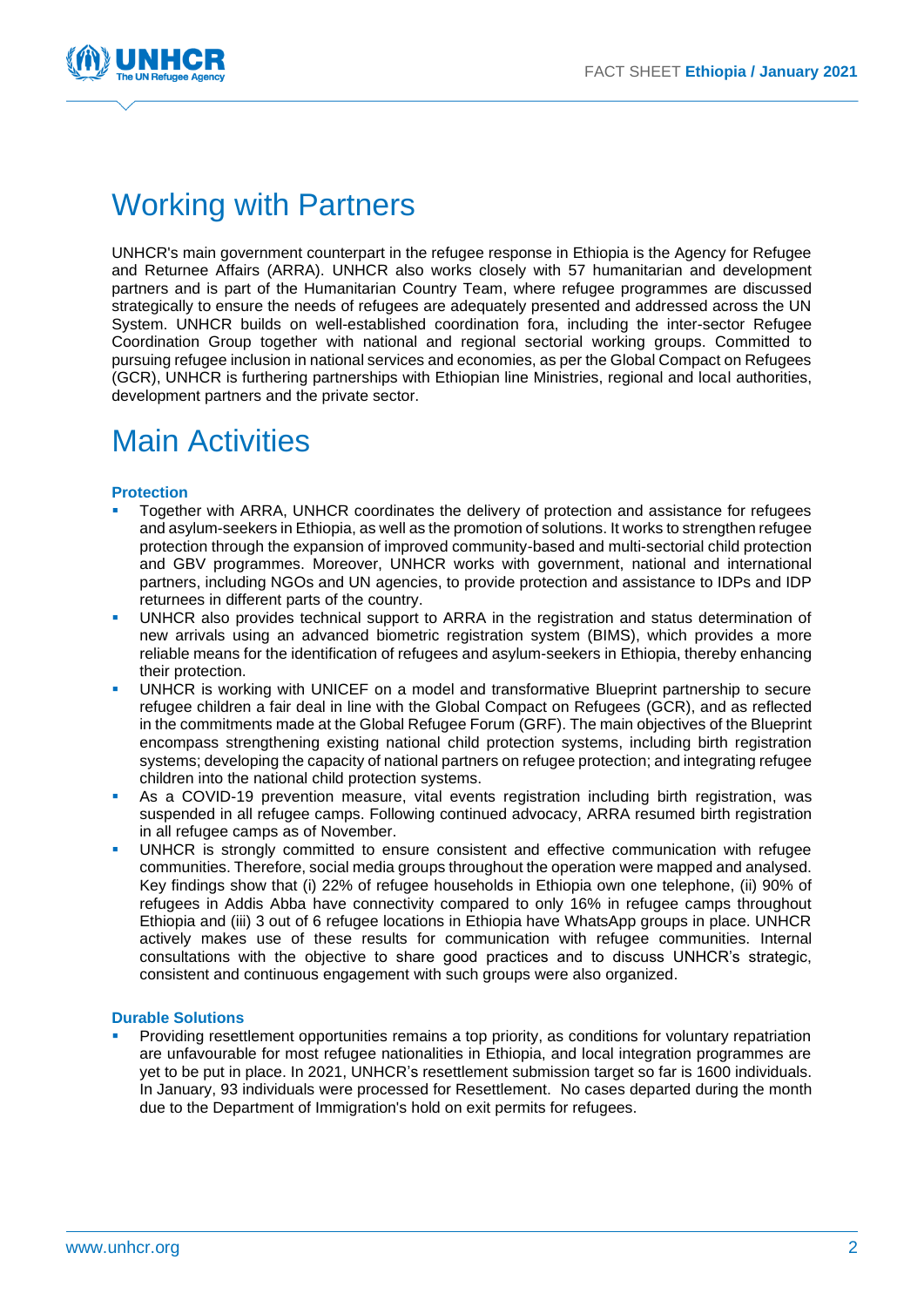# Working with Partners

UNHCR's main government counterpart in the refugee response in Ethiopia is the Agency for Refugee and Returnee Affairs (ARRA). UNHCR also works closely with 57 humanitarian and development partners and is part of the Humanitarian Country Team, where refugee programmes are discussed strategically to ensure the needs of refugees are adequately presented and addressed across the UN System. UNHCR builds on well-established coordination fora, including the inter-sector Refugee Coordination Group together with national and regional sectorial working groups. Committed to pursuing refugee inclusion in national services and economies, as per the Global Compact on Refugees (GCR), UNHCR is furthering partnerships with Ethiopian line Ministries, regional and local authorities, development partners and the private sector.

# Main Activities

### Protection

- Together with ARRA, UNHCR coordinates the delivery of protection and assistance for refugees and asylum-seekers in Ethiopia, as well as the promotion of solutions. It works to strengthen refugee protection through the expansion of improved community-based and multi-sectorial child protection and GBV programmes. Moreover, UNHCR works with government, national and international partners, including NGOs and UN agencies, to provide protection and assistance to IDPs and IDP returnees in different parts of the country.
- UNHCR also provides technical support to ARRA in the registration and status determination of new arrivals using an advanced biometric registration system (BIMS), which provides a more reliable means for the identification of refugees and asylum-seekers in Ethiopia, thereby enhancing their protection.
- UNHCR is working with UNICEF on a model and transformative Blueprint partnership to secure refugee children a fair deal in line with the Global Compact on Refugees (GCR), and as reflected in the commitments made at the Global Refugee Forum (GRF). The main objectives of the Blueprint encompass strengthening existing national child protection systems, including birth registration systems; developing the capacity of national partners on refugee protection; and integrating refugee children into the national child protection systems.
- As a COVID-19 prevention measure, vital events registration including birth registration, was suspended in all refugee camps. Following continued advocacy, ARRA resumed birth registration in all refugee camps as of November.
- UNHCR is strongly committed to ensure consistent and effective communication with refugee communities. Therefore, social media groups throughout the operation were mapped and analysed. Key findings show that (i) 22% of refugee households in Ethiopia own one telephone, (ii) 90% of refugees in Addis Abba have connectivity compared to only 16% in refugee camps throughout Ethiopia and (iii) 3 out of 6 refugee locations in Ethiopia have WhatsApp groups in place. UNHCR actively makes use of these results for communication with refugee communities. Internal consultations with the objective to share good practices and to discuss UNHCR's strategic, consistent and continuous engagement with such groups were also organized.

### Durable Solutions

- Providing resettlement opportunities remains a top priority, as conditions for voluntary repatriation are unfavourable for most refugee nationalities in Ethiopia, and local integration programmes are yet to be put in place. In 2021, UNHCR's resettlement submission target so far is 1600 individuals. In January, 93 individuals were processed for Resettlement. No cases departed during the month due to the Department of Immigration's hold on exit permits for refugees.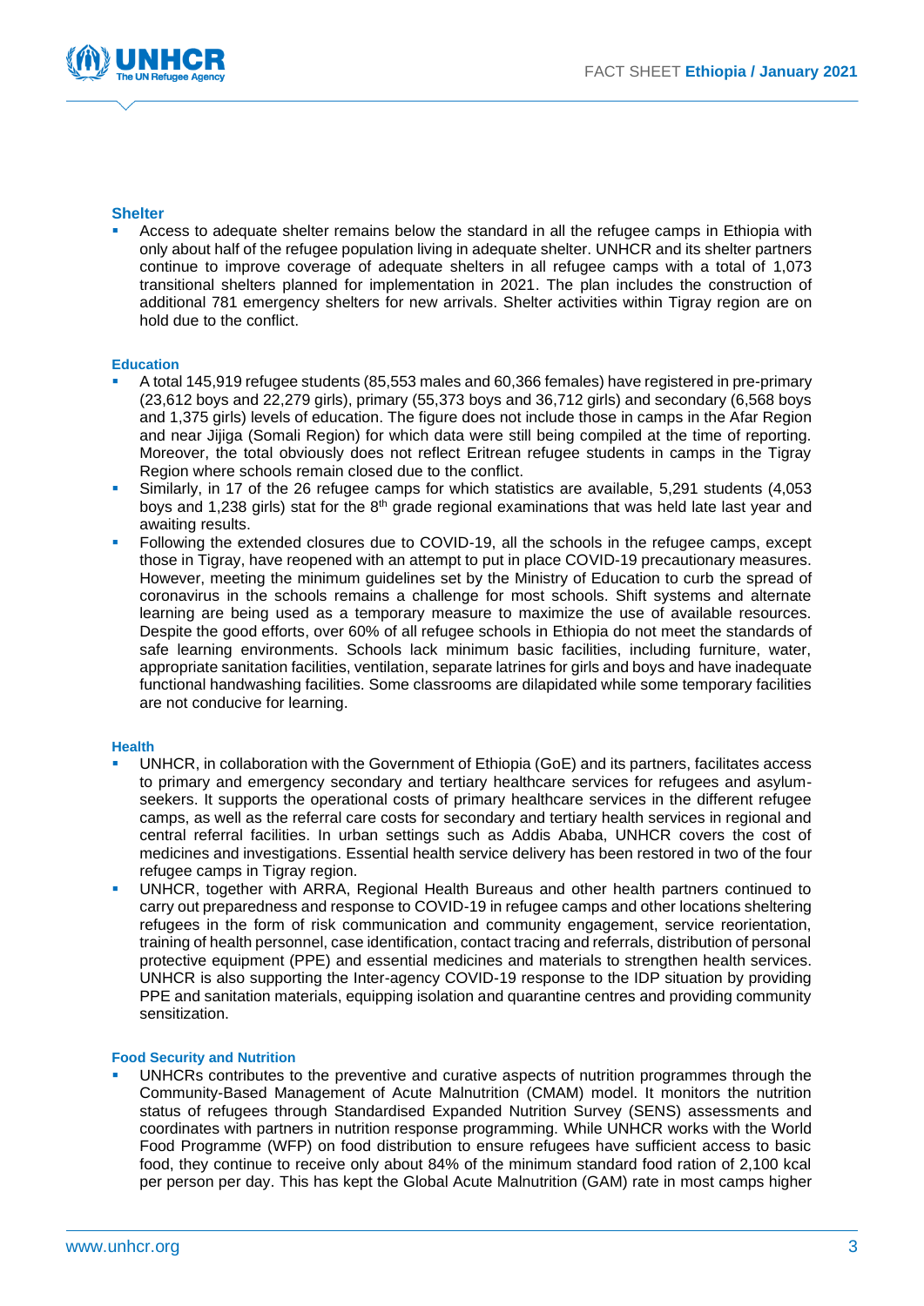### Shelter

- Access to adequate shelter remains below the standard in all the refugee camps in Ethiopia with only about half of the refugee population living in adequate shelter. UNHCR and its shelter partners continue to improve coverage of adequate shelters in all refugee camps with a total of 1,073 transitional shelters planned for implementation in 2021. The plan includes the construction of additional 781 emergency shelters for new arrivals. Shelter activities within Tigray region are on hold due to the conflict.

### Education

- A total 145,919 refugee students (85,553 males and 60,366 females) have registered in pre-primary (23,612 boys and 22,279 girls), primary (55,373 boys and 36,712 girls) and secondary (6,568 boys and 1,375 girls) levels of education. The figure does not include those in camps in the Afar Region and near Jijiga (Somali Region) for which data were still being compiled at the time of reporting. Moreover, the total obviously does not reflect Eritrean refugee students in camps in the Tigray Region where schools remain closed due to the conflict.
- Similarly, in 17 of the 26 refugee camps for which statistics are available, 5,291 students (4,053 boys and 1,238 girls) stat for the 8th grade regional examinations that was held late last year and awaiting results.
- Following the extended closures due to COVID-19, all the schools in the refugee camps, except those in Tigray, have reopened with an attempt to put in place COVID-19 precautionary measures. However, meeting the minimum guidelines set by the Ministry of Education to curb the spread of coronavirus in the schools remains a challenge for most schools. Shift systems and alternate learning are being used as a temporary measure to maximize the use of available resources. Despite the good efforts, over 60% of all refugee schools in Ethiopia do not meet the standards of safe learning environments. Schools lack minimum basic facilities, including furniture, water, appropriate sanitation facilities, ventilation, separate latrines for girls and boys and have inadequate functional handwashing facilities. Some classrooms are dilapidated while some temporary facilities are not conducive for learning.

### Health

- UNHCR, in collaboration with the Government of Ethiopia (GoE) and its partners, facilitates access to primary and emergency secondary and tertiary healthcare services for refugees and asylum-seekers. It supports the operational costs of primary healthcare services in the different refugee camps, as well as the referral care costs for secondary and tertiary health services in regional and central referral facilities. In urban settings such as Addis Ababa, UNHCR covers the cost of medicines and investigations. Essential health service delivery has been restored in two of the four refugee camps in Tigray region.
- UNHCR, together with ARRA, Regional Health Bureaus and other health partners continued to carry out preparedness and response to COVID-19 in refugee camps and other locations sheltering refugees in the form of risk communication and community engagement, service reorientation, training of health personnel, case identification, contact tracing and referrals, distribution of personal protective equipment (PPE) and essential medicines and materials to strengthen health services. UNHCR is also supporting the Inter-agency COVID-19 response to the IDP situation by providing PPE and sanitation materials, equipping isolation and quarantine centres and providing community sensitization.

### Food Security and Nutrition

- UNHCRs contributes to the preventive and curative aspects of nutrition programmes through the Community-Based Management of Acute Malnutrition (CMAM) model. It monitors the nutrition status of refugees through Standardised Expanded Nutrition Survey (SENS) assessments and coordinates with partners in nutrition response programming. While UNHCR works with the World Food Programme (WFP) on food distribution to ensure refugees have sufficient access to basic food, they continue to receive only about 84% of the minimum standard food ration of 2,100 kcal per person per day. This has kept the Global Acute Malnutrition (GAM) rate in most camps higher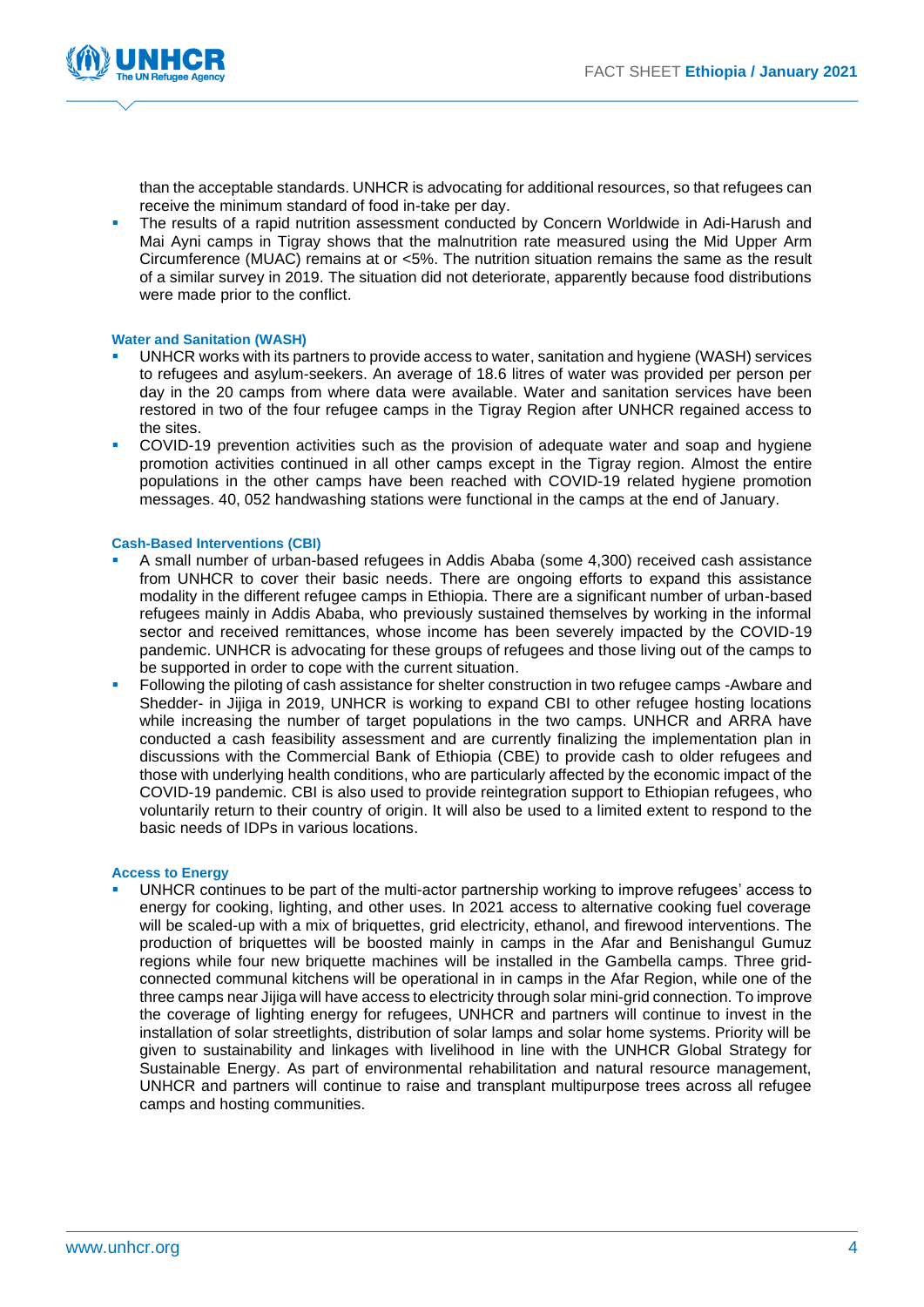than the acceptable standards. UNHCR is advocating for additional resources, so that refugees can receive the minimum standard of food in-take per day.

- The results of a rapid nutrition assessment conducted by Concern Worldwide in Adi-Harush and Mai Ayni camps in Tigray shows that the malnutrition rate measured using the Mid Upper Arm Circumference (MUAC) remains at or <5%. The nutrition situation remains the same as the result of a similar survey in 2019. The situation did not deteriorate, apparently because food distributions were made prior to the conflict.

**Water and Sanitation (WASH)**

- UNHCR works with its partners to provide access to water, sanitation and hygiene (WASH) services to refugees and asylum-seekers. An average of 18.6 litres of water was provided per person per day in the 20 camps from where data were available. Water and sanitation services have been restored in two of the four refugee camps in the Tigray Region after UNHCR regained access to the sites.
- COVID-19 prevention activities such as the provision of adequate water and soap and hygiene promotion activities continued in all other camps except in the Tigray region. Almost the entire populations in the other camps have been reached with COVID-19 related hygiene promotion messages. 40, 052 handwashing stations were functional in the camps at the end of January.

**Cash-Based Interventions (CBI)**

- A small number of urban-based refugees in Addis Ababa (some 4,300) received cash assistance from UNHCR to cover their basic needs. There are ongoing efforts to expand this assistance modality in the different refugee camps in Ethiopia. There are a significant number of urban-based refugees mainly in Addis Ababa, who previously sustained themselves by working in the informal sector and received remittances, whose income has been severely impacted by the COVID-19 pandemic. UNHCR is advocating for these groups of refugees and those living out of the camps to be supported in order to cope with the current situation.
- Following the piloting of cash assistance for shelter construction in two refugee camps -Awbare and Shedder- in Jijiga in 2019, UNHCR is working to expand CBI to other refugee hosting locations while increasing the number of target populations in the two camps. UNHCR and ARRA have conducted a cash feasibility assessment and are currently finalizing the implementation plan in discussions with the Commercial Bank of Ethiopia (CBE) to provide cash to older refugees and those with underlying health conditions, who are particularly affected by the economic impact of the COVID-19 pandemic. CBI is also used to provide reintegration support to Ethiopian refugees, who voluntarily return to their country of origin. It will also be used to a limited extent to respond to the basic needs of IDPs in various locations.

**Access to Energy**

- UNHCR continues to be part of the multi-actor partnership working to improve refugees' access to energy for cooking, lighting, and other uses. In 2021 access to alternative cooking fuel coverage will be scaled-up with a mix of briquettes, grid electricity, ethanol, and firewood interventions. The production of briquettes will be boosted mainly in camps in the Afar and Benishangul Gumuz regions while four new briquette machines will be installed in the Gambella camps. Three grid-connected communal kitchens will be operational in in camps in the Afar Region, while one of the three camps near Jijiga will have access to electricity through solar mini-grid connection. To improve the coverage of lighting energy for refugees, UNHCR and partners will continue to invest in the installation of solar streetlights, distribution of solar lamps and solar home systems. Priority will be given to sustainability and linkages with livelihood in line with the UNHCR Global Strategy for Sustainable Energy. As part of environmental rehabilitation and natural resource management, UNHCR and partners will continue to raise and transplant multipurpose trees across all refugee camps and hosting communities.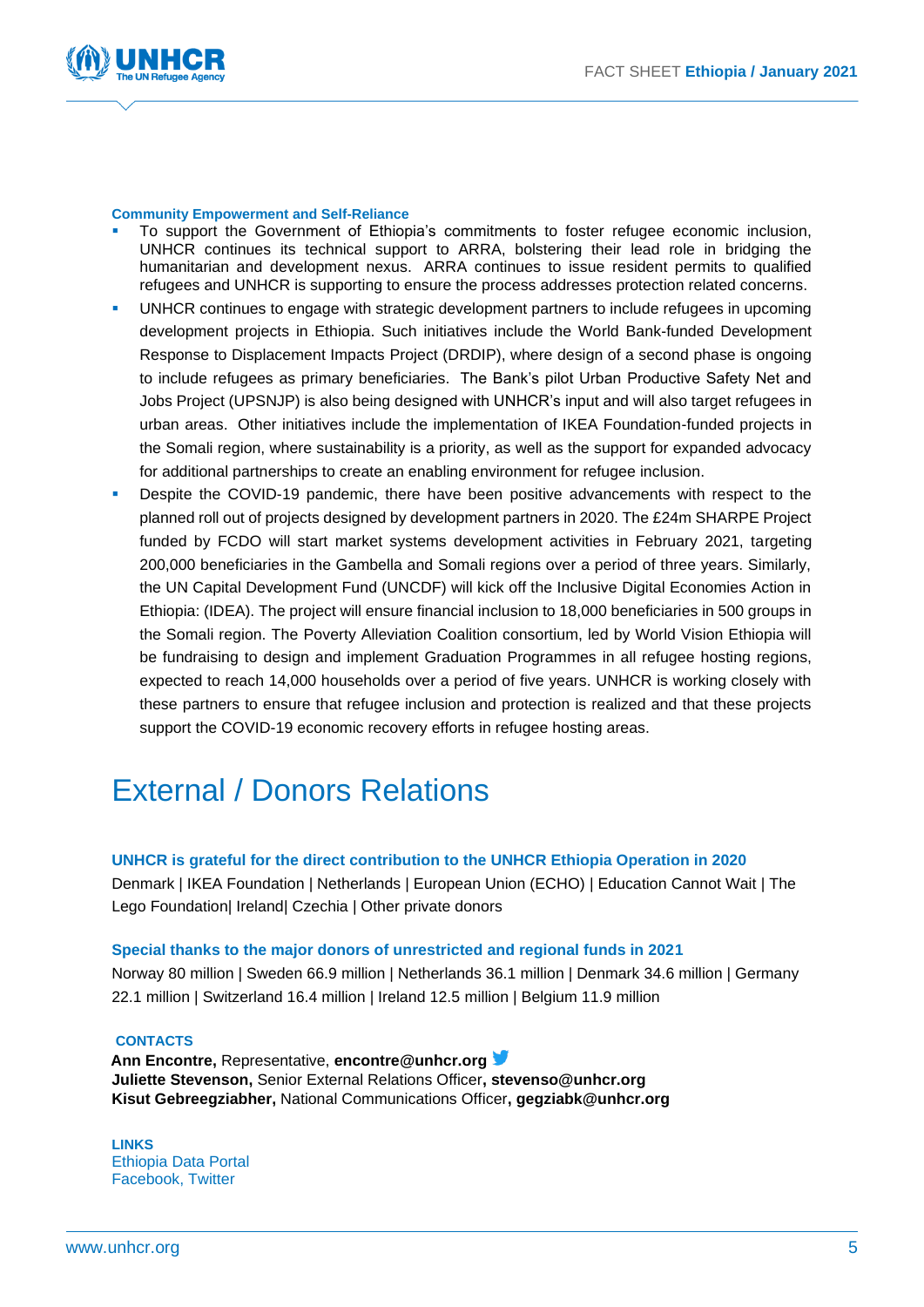### Community Empowerment and Self-Reliance

- To support the Government of Ethiopia's commitments to foster refugee economic inclusion, UNHCR continues its technical support to ARRA, bolstering their lead role in bridging the humanitarian and development nexus. ARRA continues to issue resident permits to qualified refugees and UNHCR is supporting to ensure the process addresses protection related concerns.
- UNHCR continues to engage with strategic development partners to include refugees in upcoming development projects in Ethiopia. Such initiatives include the World Bank-funded Development Response to Displacement Impacts Project (DRDIP), where design of a second phase is ongoing to include refugees as primary beneficiaries. The Bank's pilot Urban Productive Safety Net and Jobs Project (UPSNJP) is also being designed with UNHCR's input and will also target refugees in urban areas. Other initiatives include the implementation of IKEA Foundation-funded projects in the Somali region, where sustainability is a priority, as well as the support for expanded advocacy for additional partnerships to create an enabling environment for refugee inclusion.
- Despite the COVID-19 pandemic, there have been positive advancements with respect to the planned roll out of projects designed by development partners in 2020. The £24m SHARPE Project funded by FCDO will start market systems development activities in February 2021, targeting 200,000 beneficiaries in the Gambella and Somali regions over a period of three years. Similarly, the UN Capital Development Fund (UNCDF) will kick off the Inclusive Digital Economies Action in Ethiopia: (IDEA). The project will ensure financial inclusion to 18,000 beneficiaries in 500 groups in the Somali region. The Poverty Alleviation Coalition consortium, led by World Vision Ethiopia will be fundraising to design and implement Graduation Programmes in all refugee hosting regions, expected to reach 14,000 households over a period of five years. UNHCR is working closely with these partners to ensure that refugee inclusion and protection is realized and that these projects support the COVID-19 economic recovery efforts in refugee hosting areas.

# External / Donors Relations

**UNHCR is grateful for the direct contribution to the UNHCR Ethiopia Operation in 2020**

Denmark | IKEA Foundation | Netherlands | European Union (ECHO) | Education Cannot Wait | The Lego Foundation| Ireland| Czechia | Other private donors

**Special thanks to the major donors of unrestricted and regional funds in 2021**

Norway 80 million | Sweden 66.9 million | Netherlands 36.1 million | Denmark 34.6 million | Germany 22.1 million | Switzerland 16.4 million | Ireland 12.5 million | Belgium 11.9 million

**CONTACTS**

**Ann Encontre,** Representative, **encontre@unhcr.org**
**Juliette Stevenson,** Senior External Relations Officer**, stevenso@unhcr.org**
**Kisut Gebreegziabher,** National Communications Officer**, gegziabk@unhcr.org**

**LINKS**

Ethiopia Data Portal
Facebook, Twitter